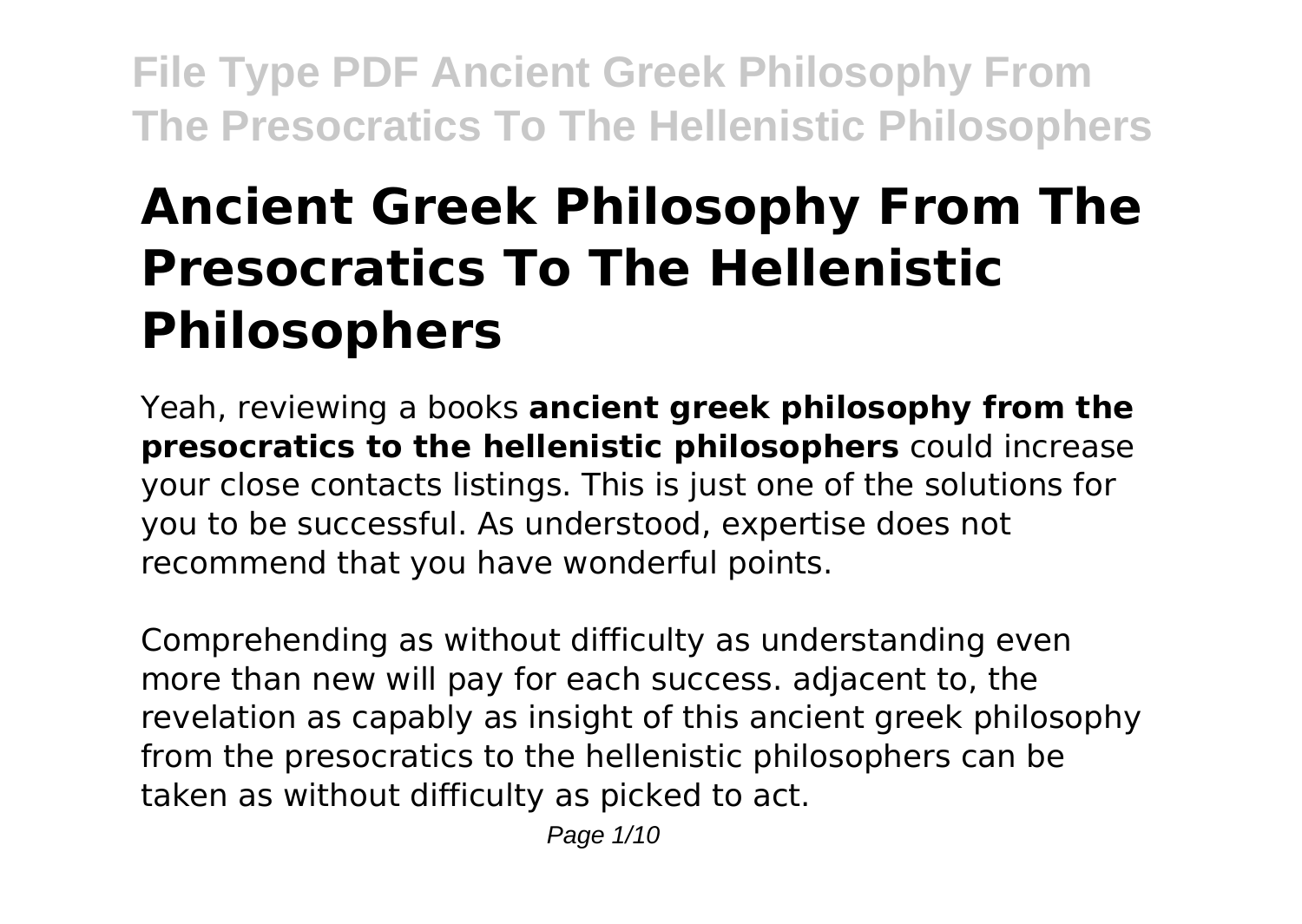# Ancient Greek Philosophy From The Presocratics To The Hellenistic Philosophers

Yeah, reviewing a books **ancient greek philosophy from the presocratics to the hellenistic philosophers** could increase your close contacts listings. This is just one of the solutions for you to be successful. As understood, expertise does not recommend that you have wonderful points.

Comprehending as without difficulty as understanding even more than new will pay for each success. adjacent to, the revelation as capably as insight of this ancient greek philosophy from the presocratics to the hellenistic philosophers can be taken as without difficulty as picked to act.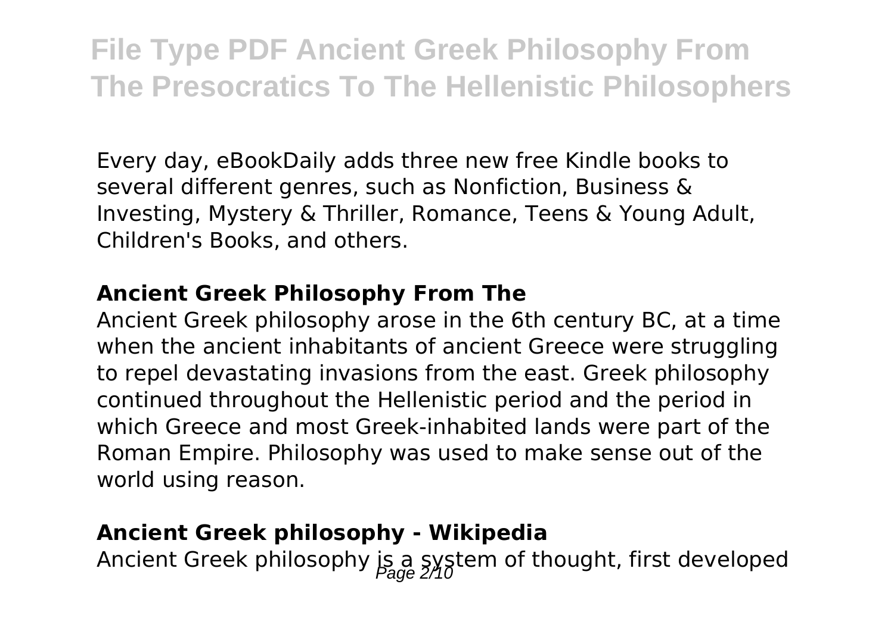Every day, eBookDaily adds three new free Kindle books to several different genres, such as Nonfiction, Business & Investing, Mystery & Thriller, Romance, Teens & Young Adult, Children's Books, and others.

### Ancient Greek Philosophy From The

Ancient Greek philosophy arose in the 6th century BC, at a time when the ancient inhabitants of ancient Greece were struggling to repel devastating invasions from the east. Greek philosophy continued throughout the Hellenistic period and the period in which Greece and most Greek-inhabited lands were part of the Roman Empire. Philosophy was used to make sense out of the world using reason.

### Ancient Greek philosophy - Wikipedia

Ancient Greek philosophy is a system of thought, first developed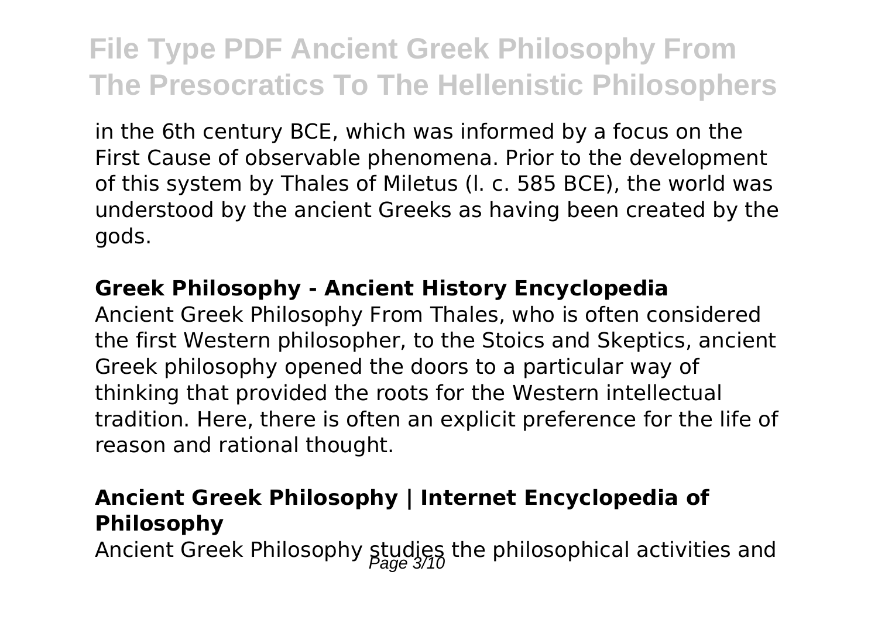in the 6th century BCE, which was informed by a focus on the First Cause of observable phenomena. Prior to the development of this system by Thales of Miletus (l. c. 585 BCE), the world was understood by the ancient Greeks as having been created by the gods.

### Greek Philosophy - Ancient History Encyclopedia

Ancient Greek Philosophy From Thales, who is often considered the first Western philosopher, to the Stoics and Skeptics, ancient Greek philosophy opened the doors to a particular way of thinking that provided the roots for the Western intellectual tradition. Here, there is often an explicit preference for the life of reason and rational thought.

### Ancient Greek Philosophy | Internet Encyclopedia of Philosophy

Ancient Greek Philosophy studies the philosophical activities and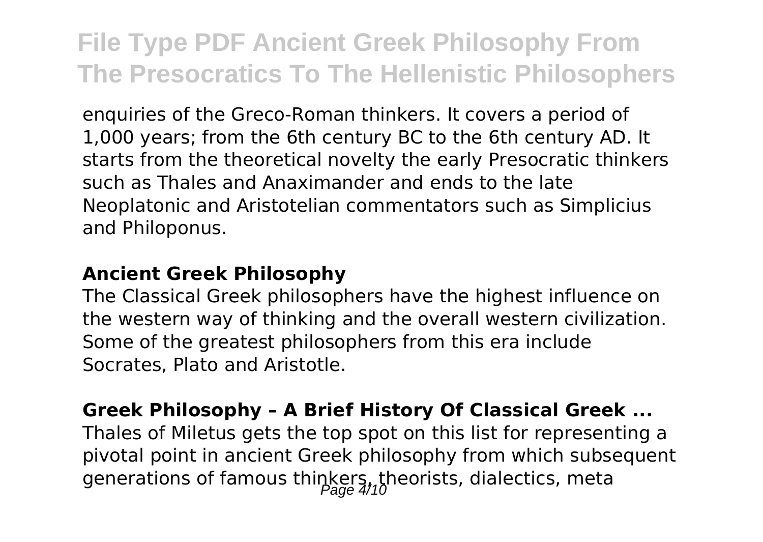enquiries of the Greco-Roman thinkers. It covers a period of 1,000 years; from the 6th century BC to the 6th century AD. It starts from the theoretical novelty the early Presocratic thinkers such as Thales and Anaximander and ends to the late Neoplatonic and Aristotelian commentators such as Simplicius and Philoponus.

**Ancient Greek Philosophy**

The Classical Greek philosophers have the highest influence on the western way of thinking and the overall western civilization. Some of the greatest philosophers from this era include Socrates, Plato and Aristotle.

**Greek Philosophy – A Brief History Of Classical Greek ...**

Thales of Miletus gets the top spot on this list for representing a pivotal point in ancient Greek philosophy from which subsequent generations of famous thinkers, theorists, dialectics, meta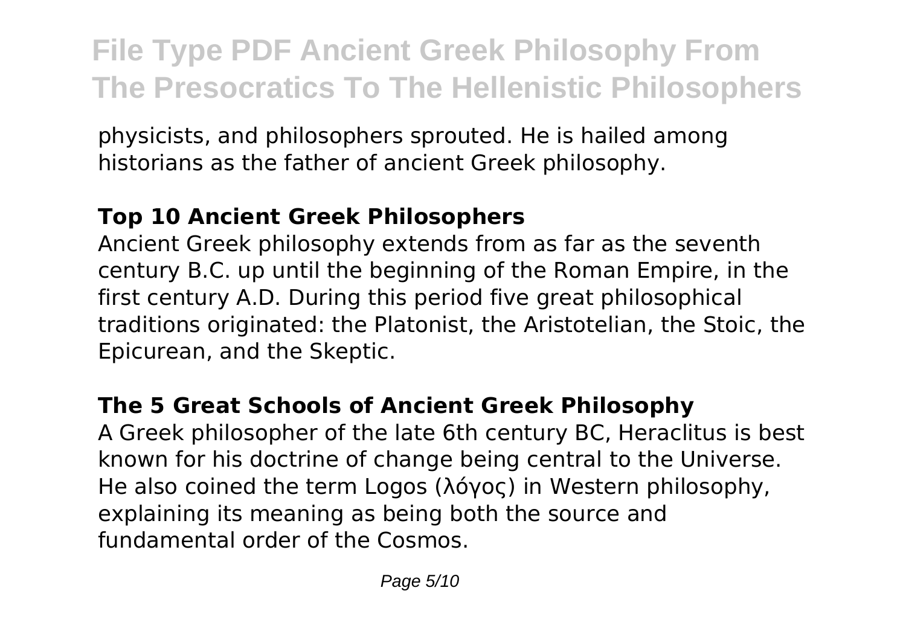physicists, and philosophers sprouted. He is hailed among historians as the father of ancient Greek philosophy.

**Top 10 Ancient Greek Philosophers**

Ancient Greek philosophy extends from as far as the seventh century B.C. up until the beginning of the Roman Empire, in the first century A.D. During this period five great philosophical traditions originated: the Platonist, the Aristotelian, the Stoic, the Epicurean, and the Skeptic.

**The 5 Great Schools of Ancient Greek Philosophy**

A Greek philosopher of the late 6th century BC, Heraclitus is best known for his doctrine of change being central to the Universe. He also coined the term Logos (λόγος) in Western philosophy, explaining its meaning as being both the source and fundamental order of the Cosmos.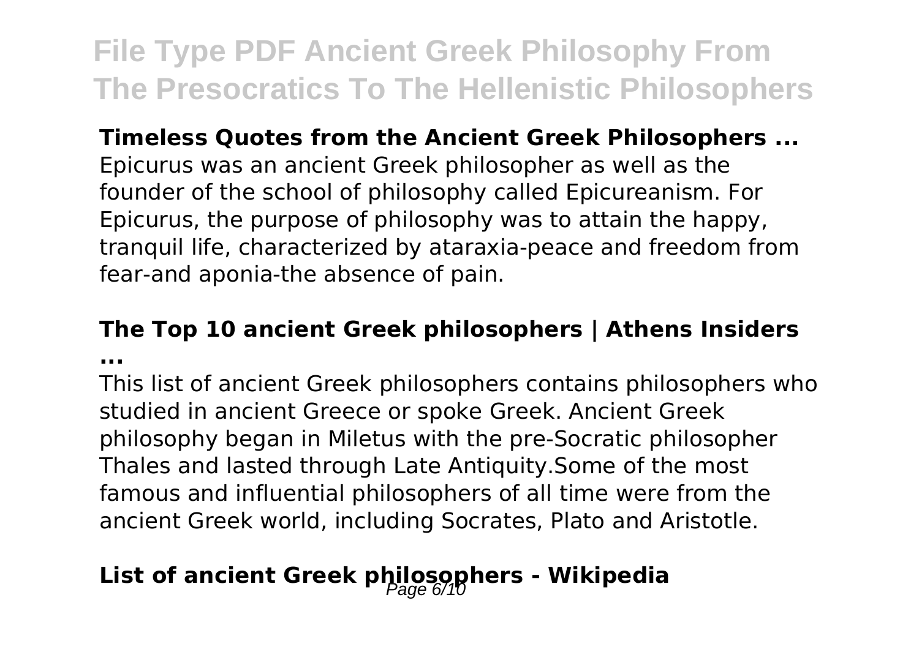**Timeless Quotes from the Ancient Greek Philosophers ...**

Epicurus was an ancient Greek philosopher as well as the founder of the school of philosophy called Epicureanism. For Epicurus, the purpose of philosophy was to attain the happy, tranquil life, characterized by ataraxia-peace and freedom from fear-and aponia-the absence of pain.

## The Top 10 ancient Greek philosophers | Athens Insiders ...

This list of ancient Greek philosophers contains philosophers who studied in ancient Greece or spoke Greek. Ancient Greek philosophy began in Miletus with the pre-Socratic philosopher Thales and lasted through Late Antiquity.Some of the most famous and influential philosophers of all time were from the ancient Greek world, including Socrates, Plato and Aristotle.

## List of ancient Greek philosophers - Wikipedia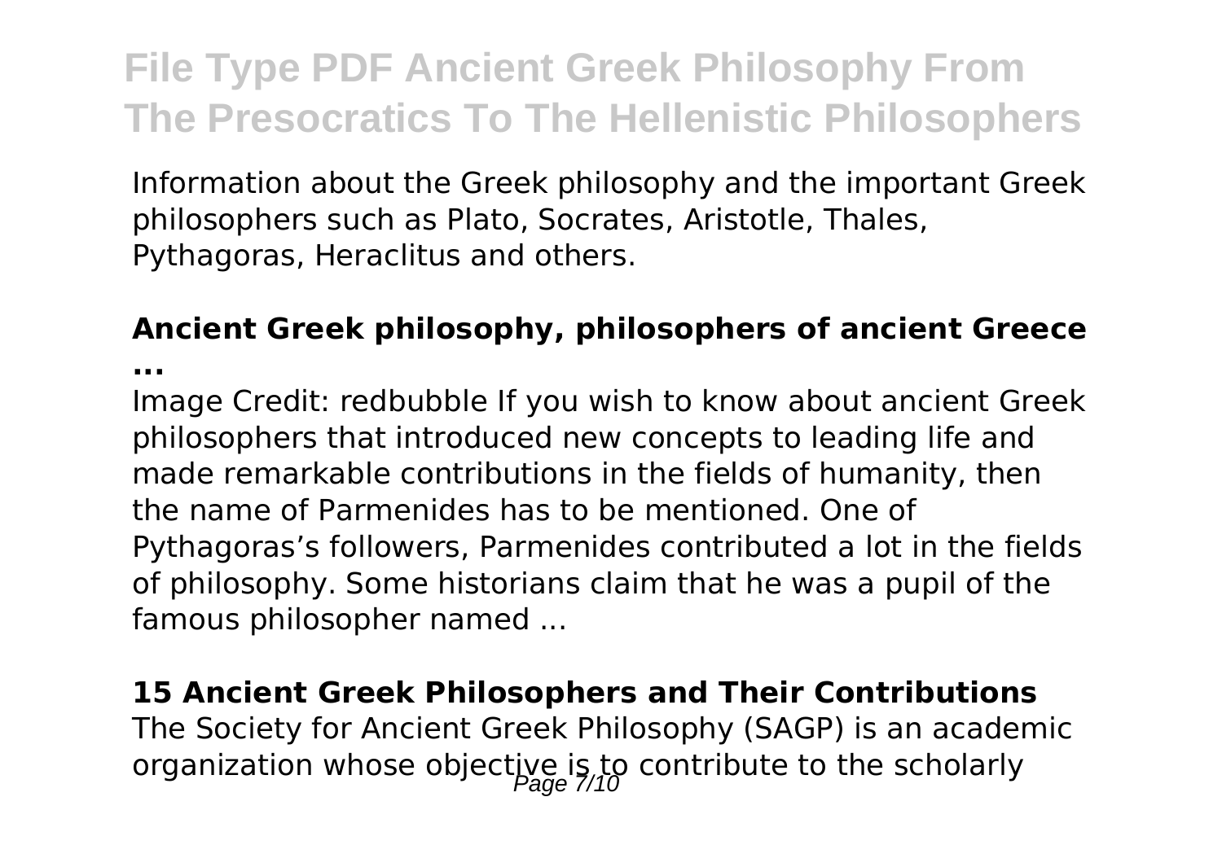Information about the Greek philosophy and the important Greek philosophers such as Plato, Socrates, Aristotle, Thales, Pythagoras, Heraclitus and others.

**Ancient Greek philosophy, philosophers of ancient Greece ...**

Image Credit: redbubble If you wish to know about ancient Greek philosophers that introduced new concepts to leading life and made remarkable contributions in the fields of humanity, then the name of Parmenides has to be mentioned. One of Pythagoras's followers, Parmenides contributed a lot in the fields of philosophy. Some historians claim that he was a pupil of the famous philosopher named ...

**15 Ancient Greek Philosophers and Their Contributions**

The Society for Ancient Greek Philosophy (SAGP) is an academic organization whose objective is to contribute to the scholarly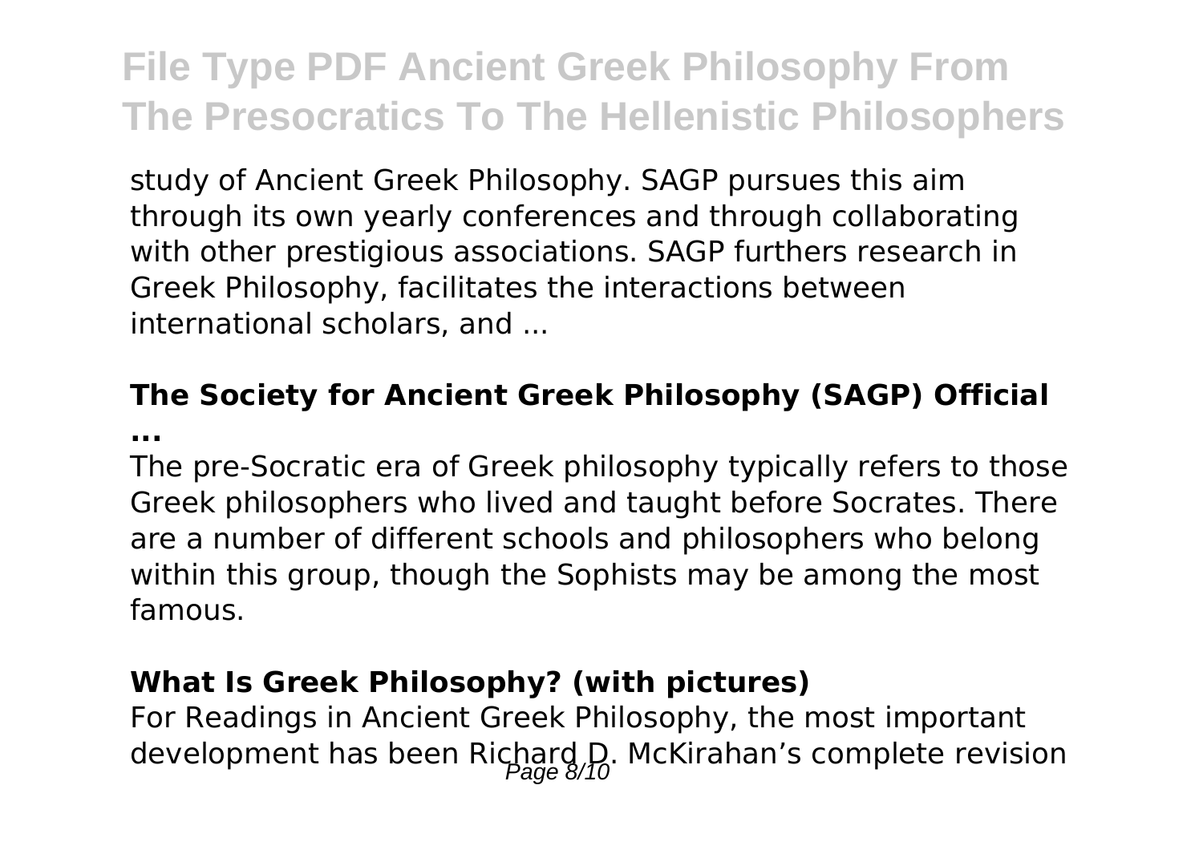study of Ancient Greek Philosophy. SAGP pursues this aim through its own yearly conferences and through collaborating with other prestigious associations. SAGP furthers research in Greek Philosophy, facilitates the interactions between international scholars, and ...

**The Society for Ancient Greek Philosophy (SAGP) Official ...**

The pre-Socratic era of Greek philosophy typically refers to those Greek philosophers who lived and taught before Socrates. There are a number of different schools and philosophers who belong within this group, though the Sophists may be among the most famous.

**What Is Greek Philosophy? (with pictures)**

For Readings in Ancient Greek Philosophy, the most important development has been Richard D. McKirahan's complete revision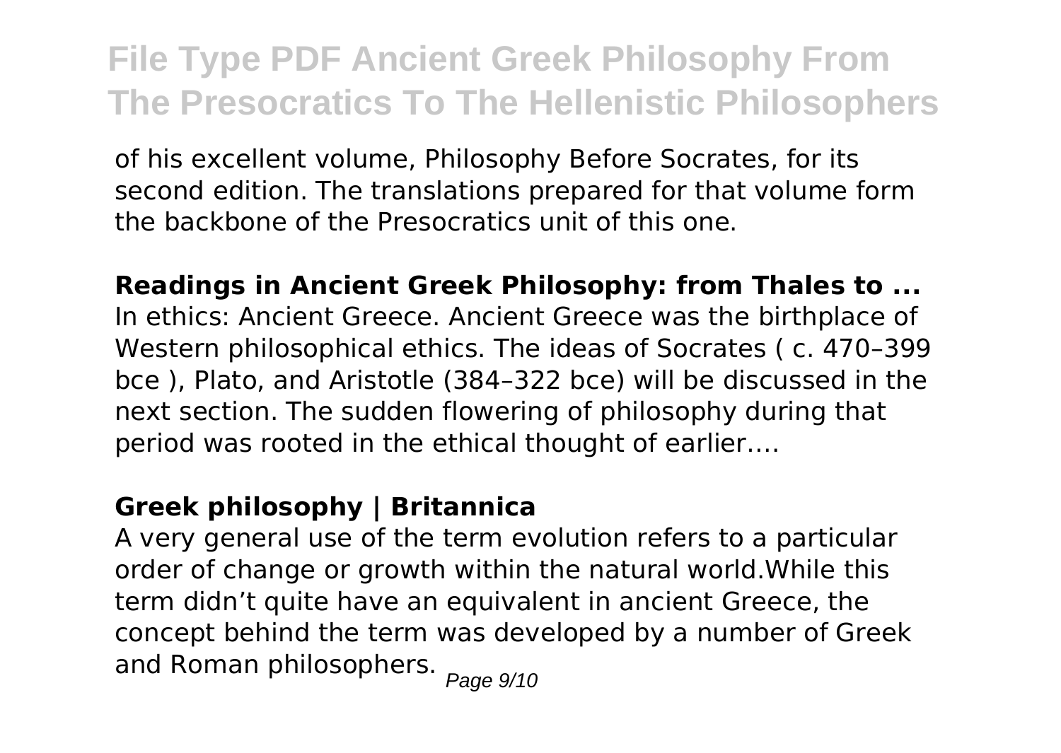of his excellent volume, Philosophy Before Socrates, for its second edition. The translations prepared for that volume form the backbone of the Presocratics unit of this one.

**Readings in Ancient Greek Philosophy: from Thales to ...**

In ethics: Ancient Greece. Ancient Greece was the birthplace of Western philosophical ethics. The ideas of Socrates ( c. 470–399 bce ), Plato, and Aristotle (384–322 bce) will be discussed in the next section. The sudden flowering of philosophy during that period was rooted in the ethical thought of earlier.…

**Greek philosophy | Britannica**

A very general use of the term evolution refers to a particular order of change or growth within the natural world.While this term didn't quite have an equivalent in ancient Greece, the concept behind the term was developed by a number of Greek and Roman philosophers.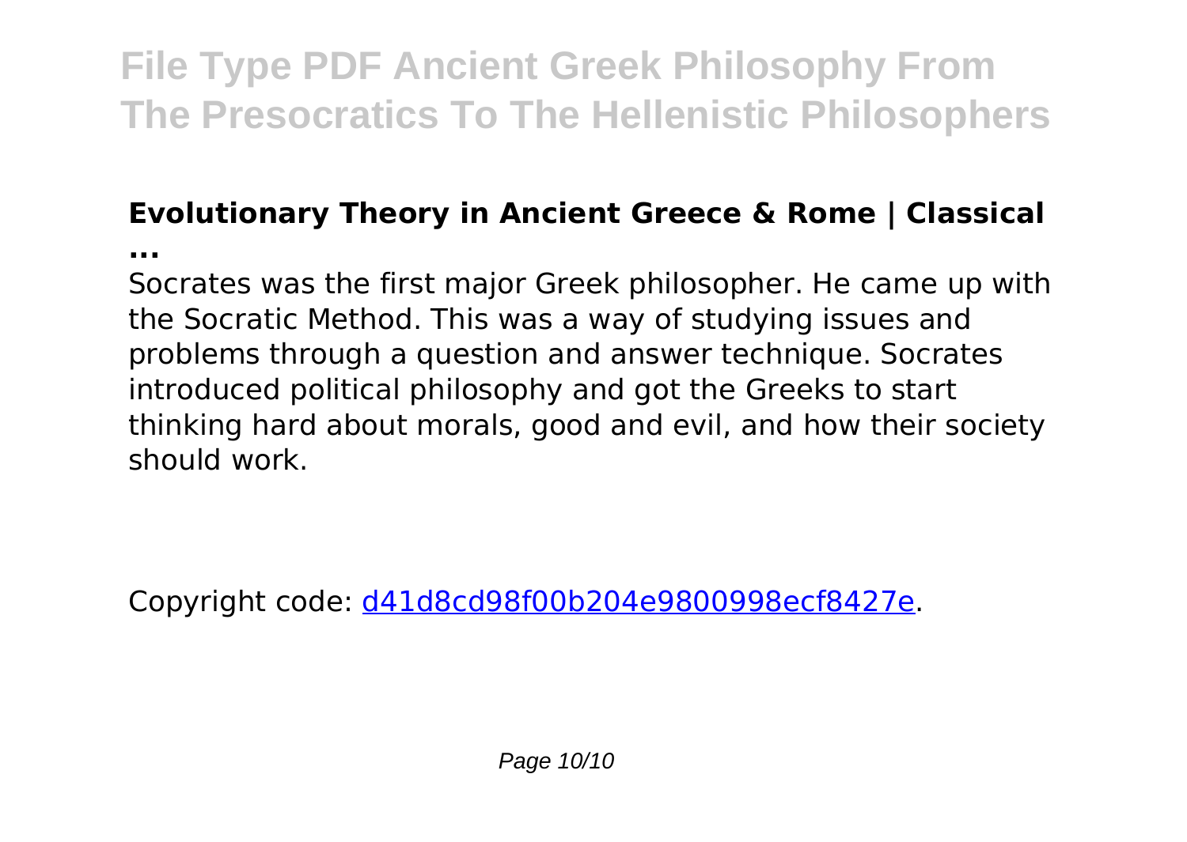### Evolutionary Theory in Ancient Greece & Rome | Classical ...

Socrates was the first major Greek philosopher. He came up with the Socratic Method. This was a way of studying issues and problems through a question and answer technique. Socrates introduced political philosophy and got the Greeks to start thinking hard about morals, good and evil, and how their society should work.

Copyright code: d41d8cd98f00b204e9800998ecf8427e.